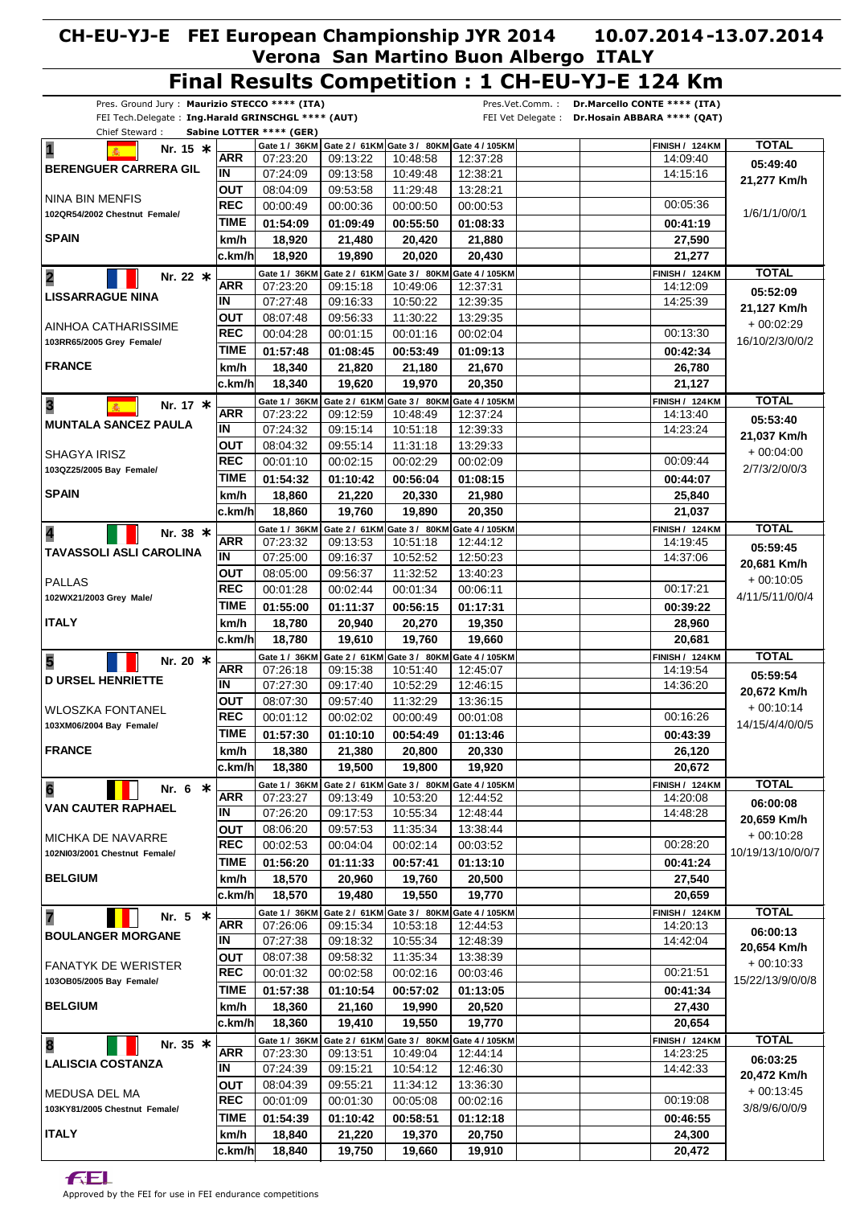# CH-EU-YJ-E FEI European Championship JYR 2014 10.07.2014-13.07.2014

## Verona San Martino Buon Albergo ITALY

# Final Results Competition : 1 CH-EU-YJ-E 124 Km

Pres. Ground Jury : **Maurizio STECCO \*\*\*\* (ITA)**
FEI Tech.Delegate : **Ing.Harald GRINSCHGL \*\*\*\* (AUT)**
Chief Steward : **Sabine LOTTER \*\*\*\* (GER)**

Pres.Vet.Comm. : **Dr.Marcello CONTE \*\*\*\* (ITA)**
FEI Vet Delegate : **Dr.Hosain ABBARA \*\*\*\* (QAT)**

| Rider / Horse | | Gate 1 / 36KM | Gate 2 / 61KM | Gate 3 / 80KM | Gate 4 / 105KM | | | FINISH / 124KM | TOTAL |
|---|---|---|---|---|---|---|---|---|---|
| **1** Nr. 15 * | ARR | 07:23:20 | 09:13:22 | 10:48:58 | 12:37:28 | | | 14:09:40 | **05:49:40** |
| **BERENGUER CARRERA GIL** | IN | 07:24:09 | 09:13:58 | 10:49:48 | 12:38:21 | | | 14:15:16 | **21,277 Km/h** |
| NINA BIN MENFIS | OUT | 08:04:09 | 09:53:58 | 11:29:48 | 13:28:21 | | | | |
| 102QR54/2002 Chestnut Female/ | REC | 00:00:49 | 00:00:36 | 00:00:50 | 00:00:53 | | | 00:05:36 | 1/6/1/1/0/0/1 |
| | TIME | **01:54:09** | **01:09:49** | **00:55:50** | **01:08:33** | | | **00:41:19** | |
| **SPAIN** | km/h | **18,920** | **21,480** | **20,420** | **21,880** | | | **27,590** | |
| | c.km/h | **18,920** | **19,890** | **20,020** | **20,430** | | | **21,277** | |
| **2** Nr. 22 * | ARR | 07:23:20 | 09:15:18 | 10:49:06 | 12:37:31 | | | 14:12:09 | **05:52:09** |
| **LISSARRAGUE NINA** | IN | 07:27:48 | 09:16:33 | 10:50:22 | 12:39:35 | | | 14:25:39 | **21,127 Km/h** |
| AINHOA CATHARISSIME | OUT | 08:07:48 | 09:56:33 | 11:30:22 | 13:29:35 | | | | + 00:02:29 |
| 103RR65/2005 Grey Female/ | REC | 00:04:28 | 00:01:15 | 00:01:16 | 00:02:04 | | | 00:13:30 | 16/10/2/3/0/0/2 |
| | TIME | **01:57:48** | **01:08:45** | **00:53:49** | **01:09:13** | | | **00:42:34** | |
| **FRANCE** | km/h | **18,340** | **21,820** | **21,180** | **21,670** | | | **26,780** | |
| | c.km/h | **18,340** | **19,620** | **19,970** | **20,350** | | | **21,127** | |
| **3** Nr. 17 * | ARR | 07:23:22 | 09:12:59 | 10:48:49 | 12:37:24 | | | 14:13:40 | **05:53:40** |
| **MUNTALA SANCEZ PAULA** | IN | 07:24:32 | 09:15:14 | 10:51:18 | 12:39:33 | | | 14:23:24 | **21,037 Km/h** |
| SHAGYA IRISZ | OUT | 08:04:32 | 09:55:14 | 11:31:18 | 13:29:33 | | | | + 00:04:00 |
| 103QZ25/2005 Bay Female/ | REC | 00:01:10 | 00:02:15 | 00:02:29 | 00:02:09 | | | 00:09:44 | 2/7/3/2/0/0/3 |
| | TIME | **01:54:32** | **01:10:42** | **00:56:04** | **01:08:15** | | | **00:44:07** | |
| **SPAIN** | km/h | **18,860** | **21,220** | **20,330** | **21,980** | | | **25,840** | |
| | c.km/h | **18,860** | **19,760** | **19,890** | **20,350** | | | **21,037** | |
| **4** Nr. 38 * | ARR | 07:23:32 | 09:13:53 | 10:51:18 | 12:44:12 | | | 14:19:45 | **05:59:45** |
| **TAVASSOLI ASLI CAROLINA** | IN | 07:25:00 | 09:16:37 | 10:52:52 | 12:50:23 | | | 14:37:06 | **20,681 Km/h** |
| PALLAS | OUT | 08:05:00 | 09:56:37 | 11:32:52 | 13:40:23 | | | | + 00:10:05 |
| 102WX21/2003 Grey Male/ | REC | 00:01:28 | 00:02:44 | 00:01:34 | 00:06:11 | | | 00:17:21 | 4/11/5/11/0/0/4 |
| | TIME | **01:55:00** | **01:11:37** | **00:56:15** | **01:17:31** | | | **00:39:22** | |
| **ITALY** | km/h | **18,780** | **20,940** | **20,270** | **19,350** | | | **28,960** | |
| | c.km/h | **18,780** | **19,610** | **19,760** | **19,660** | | | **20,681** | |
| **5** Nr. 20 * | ARR | 07:26:18 | 09:15:38 | 10:51:40 | 12:45:07 | | | 14:19:54 | **05:59:54** |
| **D URSEL HENRIETTE** | IN | 07:27:30 | 09:17:40 | 10:52:29 | 12:46:15 | | | 14:36:20 | **20,672 Km/h** |
| WLOSZKA FONTANEL | OUT | 08:07:30 | 09:57:40 | 11:32:29 | 13:36:15 | | | | + 00:10:14 |
| 103XM06/2004 Bay Female/ | REC | 00:01:12 | 00:02:02 | 00:00:49 | 00:01:08 | | | 00:16:26 | 14/15/4/4/0/0/5 |
| | TIME | **01:57:30** | **01:10:10** | **00:54:49** | **01:13:46** | | | **00:43:39** | |
| **FRANCE** | km/h | **18,380** | **21,380** | **20,800** | **20,330** | | | **26,120** | |
| | c.km/h | **18,380** | **19,500** | **19,800** | **19,920** | | | **20,672** | |
| **6** Nr. 6 * | ARR | 07:23:27 | 09:13:49 | 10:53:20 | 12:44:52 | | | 14:20:08 | **06:00:08** |
| **VAN CAUTER RAPHAEL** | IN | 07:26:20 | 09:17:53 | 10:55:34 | 12:48:44 | | | 14:48:28 | **20,659 Km/h** |
| MICHKA DE NAVARRE | OUT | 08:06:20 | 09:57:53 | 11:35:34 | 13:38:44 | | | | + 00:10:28 |
| 102NI03/2001 Chestnut Female/ | REC | 00:02:53 | 00:04:04 | 00:02:14 | 00:03:52 | | | 00:28:20 | 10/19/13/10/0/0/7 |
| | TIME | **01:56:20** | **01:11:33** | **00:57:41** | **01:13:10** | | | **00:41:24** | |
| **BELGIUM** | km/h | **18,570** | **20,960** | **19,760** | **20,500** | | | **27,540** | |
| | c.km/h | **18,570** | **19,480** | **19,550** | **19,770** | | | **20,659** | |
| **7** Nr. 5 * | ARR | 07:26:06 | 09:15:34 | 10:53:18 | 12:44:53 | | | 14:20:13 | **06:00:13** |
| **BOULANGER MORGANE** | IN | 07:27:38 | 09:18:32 | 10:55:34 | 12:48:39 | | | 14:42:04 | **20,654 Km/h** |
| FANATYK DE WERISTER | OUT | 08:07:38 | 09:58:32 | 11:35:34 | 13:38:39 | | | | + 00:10:33 |
| 103OB05/2005 Bay Female/ | REC | 00:01:32 | 00:02:58 | 00:02:16 | 00:03:46 | | | 00:21:51 | 15/22/13/9/0/0/8 |
| | TIME | **01:57:38** | **01:10:54** | **00:57:02** | **01:13:05** | | | **00:41:34** | |
| **BELGIUM** | km/h | **18,360** | **21,160** | **19,990** | **20,520** | | | **27,430** | |
| | c.km/h | **18,360** | **19,410** | **19,550** | **19,770** | | | **20,654** | |
| **8** Nr. 35 * | ARR | 07:23:30 | 09:13:51 | 10:49:04 | 12:44:14 | | | 14:23:25 | **06:03:25** |
| **LALISCIA COSTANZA** | IN | 07:24:39 | 09:15:21 | 10:54:12 | 12:46:30 | | | 14:42:33 | **20,472 Km/h** |
| MEDUSA DEL MA | OUT | 08:04:39 | 09:55:21 | 11:34:12 | 13:36:30 | | | | + 00:13:45 |
| 103KY81/2005 Chestnut Female/ | REC | 00:01:09 | 00:01:30 | 00:05:08 | 00:02:16 | | | 00:19:08 | 3/8/9/6/0/0/9 |
| | TIME | **01:54:39** | **01:10:42** | **00:58:51** | **01:12:18** | | | **00:46:55** | |
| **ITALY** | km/h | **18,840** | **21,220** | **19,370** | **20,750** | | | **24,300** | |
| | c.km/h | **18,840** | **19,750** | **19,660** | **19,910** | | | **20,472** | |

Approved by the FEI for use in FEI endurance competitions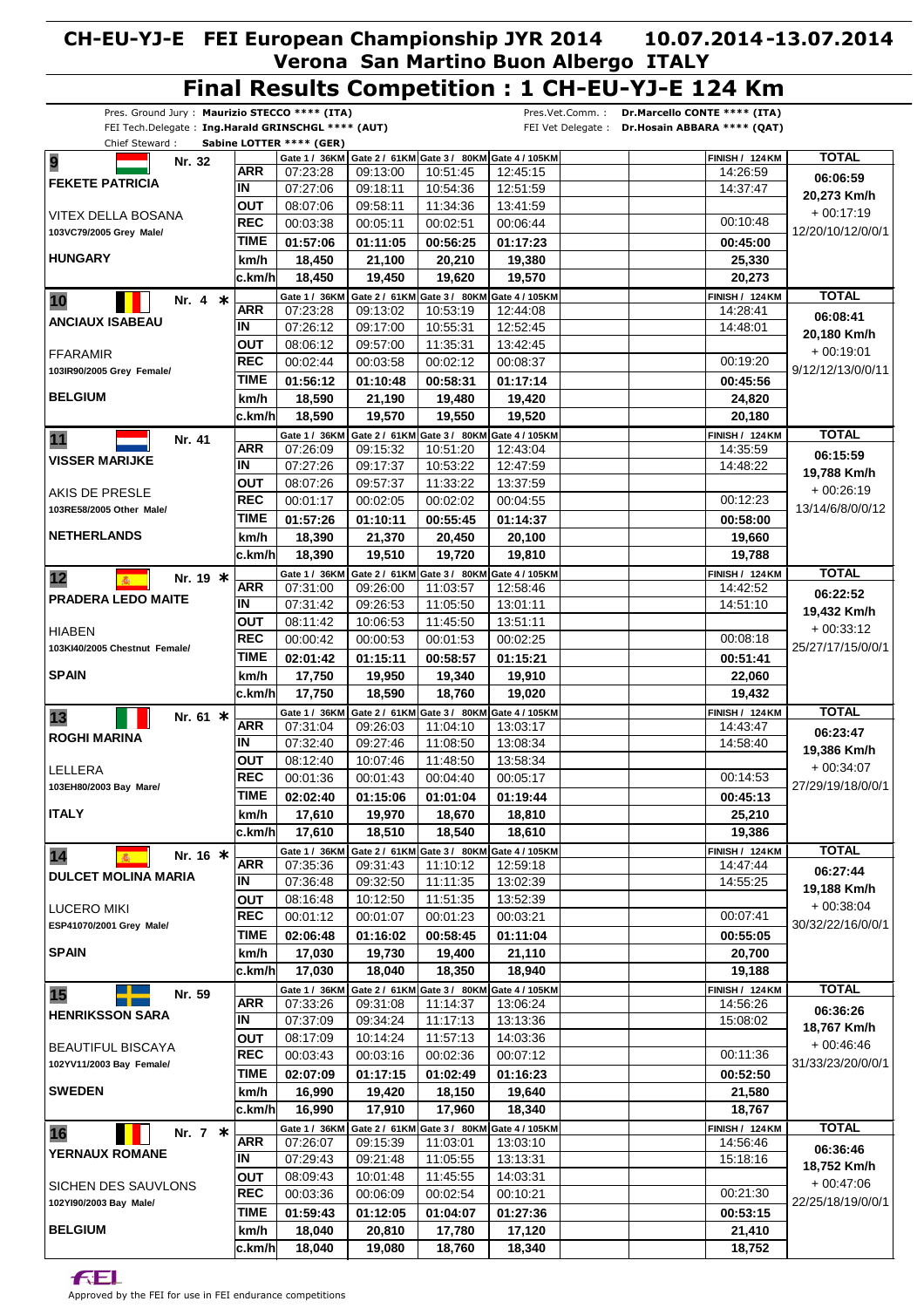# CH-EU-YJ-E FEI European Championship JYR 2014 10.07.2014-13.07.2014

## Verona San Martino Buon Albergo ITALY

## Final Results Competition : 1 CH-EU-YJ-E 124 Km

Pres. Ground Jury : **Maurizio STECCO \*\*\*\* (ITA)**
FEI Tech.Delegate : **Ing.Harald GRINSCHGL \*\*\*\* (AUT)**
Chief Steward : **Sabine LOTTER \*\*\*\* (GER)**

Pres.Vet.Comm. : **Dr.Marcello CONTE \*\*\*\* (ITA)**
FEI Vet Delegate : **Dr.Hosain ABBARA \*\*\*\* (QAT)**

| Rank / Rider / Horse / Country | | Gate 1 / 36KM | Gate 2 / 61KM | Gate 3 / 80KM | Gate 4 / 105KM | | | FINISH / 124KM | TOTAL |
|---|---|---|---|---|---|---|---|---|---|
| **9** Nr. 32 | ARR | 07:23:28 | 09:13:00 | 10:51:45 | 12:45:15 | | | 14:26:59 | **06:06:59** |
| **FEKETE PATRICIA** | IN | 07:27:06 | 09:18:11 | 10:54:36 | 12:51:59 | | | 14:37:47 | **20,273 Km/h** |
| VITEX DELLA BOSANA | OUT | 08:07:06 | 09:58:11 | 11:34:36 | 13:41:59 | | | | + 00:17:19 |
| 103VC79/2005 Grey Male/ | REC | 00:03:38 | 00:05:11 | 00:02:51 | 00:06:44 | | | 00:10:48 | 12/20/10/12/0/0/1 |
| | TIME | **01:57:06** | **01:11:05** | **00:56:25** | **01:17:23** | | | **00:45:00** | |
| **HUNGARY** | km/h | **18,450** | **21,100** | **20,210** | **19,380** | | | **25,330** | |
| | c.km/h | **18,450** | **19,450** | **19,620** | **19,570** | | | **20,273** | |
| **10** Nr. 4 * | ARR | 07:23:28 | 09:13:02 | 10:53:19 | 12:44:08 | | | 14:28:41 | **06:08:41** |
| **ANCIAUX ISABEAU** | IN | 07:26:12 | 09:17:00 | 10:55:31 | 12:52:45 | | | 14:48:01 | **20,180 Km/h** |
| FFARAMIR | OUT | 08:06:12 | 09:57:00 | 11:35:31 | 13:42:45 | | | | + 00:19:01 |
| 103IR90/2005 Grey Female/ | REC | 00:02:44 | 00:03:58 | 00:02:12 | 00:08:37 | | | 00:19:20 | 9/12/12/13/0/0/11 |
| | TIME | **01:56:12** | **01:10:48** | **00:58:31** | **01:17:14** | | | **00:45:56** | |
| **BELGIUM** | km/h | **18,590** | **21,190** | **19,480** | **19,420** | | | **24,820** | |
| | c.km/h | **18,590** | **19,570** | **19,550** | **19,520** | | | **20,180** | |
| **11** Nr. 41 | ARR | 07:26:09 | 09:15:32 | 10:51:20 | 12:43:04 | | | 14:35:59 | **06:15:59** |
| **VISSER MARIJKE** | IN | 07:27:26 | 09:17:37 | 10:53:22 | 12:47:59 | | | 14:48:22 | **19,788 Km/h** |
| AKIS DE PRESLE | OUT | 08:07:26 | 09:57:37 | 11:33:22 | 13:37:59 | | | | + 00:26:19 |
| 103RE58/2005 Other Male/ | REC | 00:01:17 | 00:02:05 | 00:02:02 | 00:04:55 | | | 00:12:23 | 13/14/6/8/0/0/12 |
| | TIME | **01:57:26** | **01:10:11** | **00:55:45** | **01:14:37** | | | **00:58:00** | |
| **NETHERLANDS** | km/h | **18,390** | **21,370** | **20,450** | **20,100** | | | **19,660** | |
| | c.km/h | **18,390** | **19,510** | **19,720** | **19,810** | | | **19,788** | |
| **12** Nr. 19 * | ARR | 07:31:00 | 09:26:00 | 11:03:57 | 12:58:46 | | | 14:42:52 | **06:22:52** |
| **PRADERA LEDO MAITE** | IN | 07:31:42 | 09:26:53 | 11:05:50 | 13:01:11 | | | 14:51:10 | **19,432 Km/h** |
| HIABEN | OUT | 08:11:42 | 10:06:53 | 11:45:50 | 13:51:11 | | | | + 00:33:12 |
| 103KI40/2005 Chestnut Female/ | REC | 00:00:42 | 00:00:53 | 00:01:53 | 00:02:25 | | | 00:08:18 | 25/27/17/15/0/0/1 |
| | TIME | **02:01:42** | **01:15:11** | **00:58:57** | **01:15:21** | | | **00:51:41** | |
| **SPAIN** | km/h | **17,750** | **19,950** | **19,340** | **19,910** | | | **22,060** | |
| | c.km/h | **17,750** | **18,590** | **18,760** | **19,020** | | | **19,432** | |
| **13** Nr. 61 * | ARR | 07:31:04 | 09:26:03 | 11:04:10 | 13:03:17 | | | 14:43:47 | **06:23:47** |
| **ROGHI MARINA** | IN | 07:32:40 | 09:27:46 | 11:08:50 | 13:08:34 | | | 14:58:40 | **19,386 Km/h** |
| LELLERA | OUT | 08:12:40 | 10:07:46 | 11:48:50 | 13:58:34 | | | | + 00:34:07 |
| 103EH80/2003 Bay Mare/ | REC | 00:01:36 | 00:01:43 | 00:04:40 | 00:05:17 | | | 00:14:53 | 27/29/19/18/0/0/1 |
| | TIME | **02:02:40** | **01:15:06** | **01:01:04** | **01:19:44** | | | **00:45:13** | |
| **ITALY** | km/h | **17,610** | **19,970** | **18,670** | **18,810** | | | **25,210** | |
| | c.km/h | **17,610** | **18,510** | **18,540** | **18,610** | | | **19,386** | |
| **14** Nr. 16 * | ARR | 07:35:36 | 09:31:43 | 11:10:12 | 12:59:18 | | | 14:47:44 | **06:27:44** |
| **DULCET MOLINA MARIA** | IN | 07:36:48 | 09:32:50 | 11:11:35 | 13:02:39 | | | 14:55:25 | **19,188 Km/h** |
| LUCERO MIKI | OUT | 08:16:48 | 10:12:50 | 11:51:35 | 13:52:39 | | | | + 00:38:04 |
| ESP41070/2001 Grey Male/ | REC | 00:01:12 | 00:01:07 | 00:01:23 | 00:03:21 | | | 00:07:41 | 30/32/22/16/0/0/1 |
| | TIME | **02:06:48** | **01:16:02** | **00:58:45** | **01:11:04** | | | **00:55:05** | |
| **SPAIN** | km/h | **17,030** | **19,730** | **19,400** | **21,110** | | | **20,700** | |
| | c.km/h | **17,030** | **18,040** | **18,350** | **18,940** | | | **19,188** | |
| **15** Nr. 59 | ARR | 07:33:26 | 09:31:08 | 11:14:37 | 13:06:24 | | | 14:56:26 | **06:36:26** |
| **HENRIKSSON SARA** | IN | 07:37:09 | 09:34:24 | 11:17:13 | 13:13:36 | | | 15:08:02 | **18,767 Km/h** |
| BEAUTIFUL BISCAYA | OUT | 08:17:09 | 10:14:24 | 11:57:13 | 14:03:36 | | | | + 00:46:46 |
| 102YV11/2003 Bay Female/ | REC | 00:03:43 | 00:03:16 | 00:02:36 | 00:07:12 | | | 00:11:36 | 31/33/23/20/0/0/1 |
| | TIME | **02:07:09** | **01:17:15** | **01:02:49** | **01:16:23** | | | **00:52:50** | |
| **SWEDEN** | km/h | **16,990** | **19,420** | **18,150** | **19,640** | | | **21,580** | |
| | c.km/h | **16,990** | **17,910** | **17,960** | **18,340** | | | **18,767** | |
| **16** Nr. 7 * | ARR | 07:26:07 | 09:15:39 | 11:03:01 | 13:03:10 | | | 14:56:46 | **06:36:46** |
| **YERNAUX ROMANE** | IN | 07:29:43 | 09:21:48 | 11:05:55 | 13:13:31 | | | 15:18:16 | **18,752 Km/h** |
| SICHEN DES SAUVLONS | OUT | 08:09:43 | 10:01:48 | 11:45:55 | 14:03:31 | | | | + 00:47:06 |
| 102YI90/2003 Bay Male/ | REC | 00:03:36 | 00:06:09 | 00:02:54 | 00:10:21 | | | 00:21:30 | 22/25/18/19/0/0/1 |
| | TIME | **01:59:43** | **01:12:05** | **01:04:07** | **01:27:36** | | | **00:53:15** | |
| **BELGIUM** | km/h | **18,040** | **20,810** | **17,780** | **17,120** | | | **21,410** | |
| | c.km/h | **18,040** | **19,080** | **18,760** | **18,340** | | | **18,752** | |

Approved by the FEI for use in FEI endurance competitions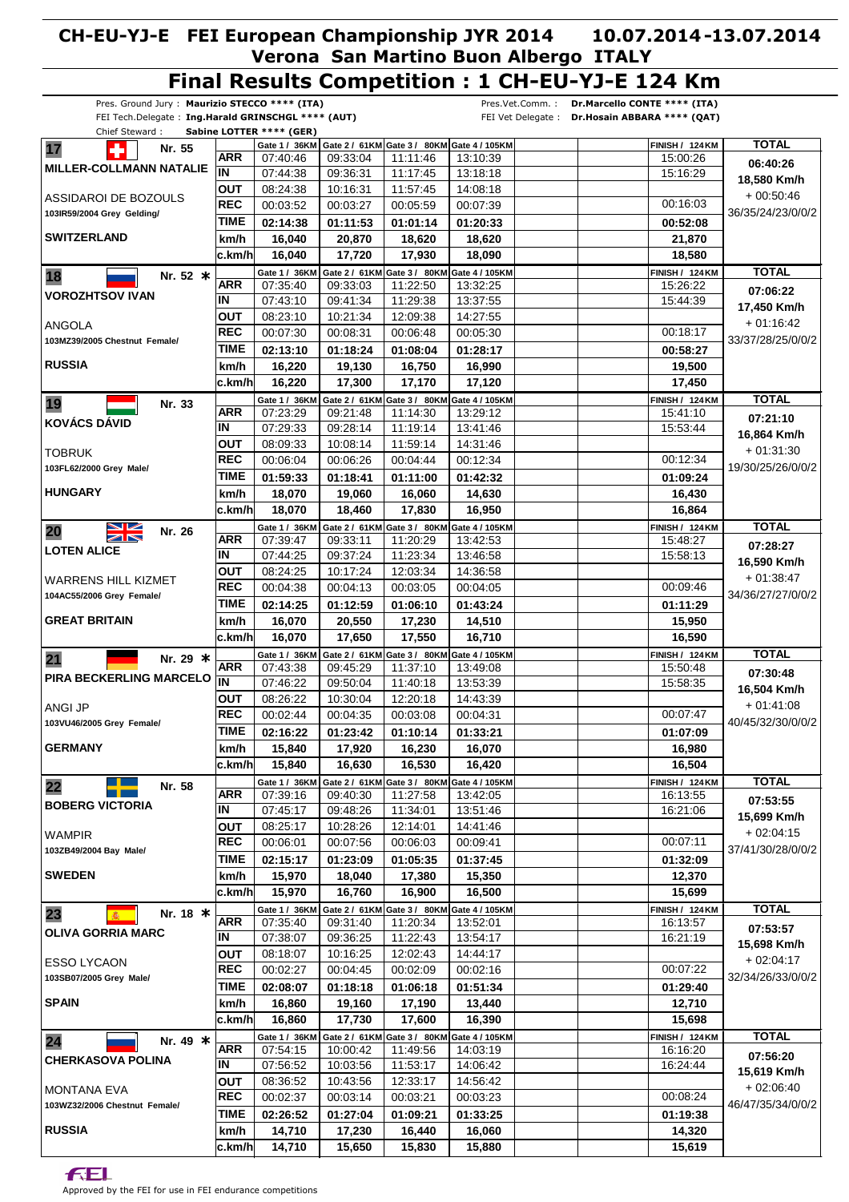# CH-EU-YJ-E FEI European Championship JYR 2014 10.07.2014-13.07.2014

## Verona San Martino Buon Albergo ITALY

# Final Results Competition : 1 CH-EU-YJ-E 124 Km

Pres. Ground Jury : **Maurizio STECCO \*\*\*\* (ITA)** Pres.Vet.Comm. : **Dr.Marcello CONTE \*\*\*\* (ITA)**
FEI Tech.Delegate : **Ing.Harald GRINSCHGL \*\*\*\* (AUT)** FEI Vet Delegate : **Dr.Hosain ABBARA \*\*\*\* (QAT)**
Chief Steward : **Sabine LOTTER \*\*\*\* (GER)**

| Rider / Horse | | Gate 1 / 36KM | Gate 2 / 61KM | Gate 3 / 80KM | Gate 4 / 105KM | | | FINISH / 124KM | TOTAL |
|---|---|---|---|---|---|---|---|---|---|
| **17** Nr. 55 | ARR | 07:40:46 | 09:33:04 | 11:11:46 | 13:10:39 | | | 15:00:26 | **06:40:26** |
| **MILLER-COLLMANN NATALIE** | IN | 07:44:38 | 09:36:31 | 11:17:45 | 13:18:18 | | | 15:16:29 | **18,580 Km/h** |
| ASSIDAROI DE BOZOULS | OUT | 08:24:38 | 10:16:31 | 11:57:45 | 14:08:18 | | | | + 00:50:46 |
| 103IR59/2004 Grey Gelding/ | REC | 00:03:52 | 00:03:27 | 00:05:59 | 00:07:39 | | | 00:16:03 | 36/35/24/23/0/0/2 |
| | TIME | **02:14:38** | **01:11:53** | **01:01:14** | **01:20:33** | | | **00:52:08** | |
| **SWITZERLAND** | km/h | **16,040** | **20,870** | **18,620** | **18,620** | | | **21,870** | |
| | c.km/h | **16,040** | **17,720** | **17,930** | **18,090** | | | **18,580** | |
| **18** Nr. 52 * | ARR | 07:35:40 | 09:33:03 | 11:22:50 | 13:32:25 | | | 15:26:22 | **07:06:22** |
| **VOROZHTSOV IVAN** | IN | 07:43:10 | 09:41:34 | 11:29:38 | 13:37:55 | | | 15:44:39 | **17,450 Km/h** |
| ANGOLA | OUT | 08:23:10 | 10:21:34 | 12:09:38 | 14:27:55 | | | | + 01:16:42 |
| 103MZ39/2005 Chestnut Female/ | REC | 00:07:30 | 00:08:31 | 00:06:48 | 00:05:30 | | | 00:18:17 | 33/37/28/25/0/0/2 |
| | TIME | **02:13:10** | **01:18:24** | **01:08:04** | **01:28:17** | | | **00:58:27** | |
| **RUSSIA** | km/h | **16,220** | **19,130** | **16,750** | **16,990** | | | **19,500** | |
| | c.km/h | **16,220** | **17,300** | **17,170** | **17,120** | | | **17,450** | |
| **19** Nr. 33 | ARR | 07:23:29 | 09:21:48 | 11:14:30 | 13:29:12 | | | 15:41:10 | **07:21:10** |
| **KOVÁCS DÁVID** | IN | 07:29:33 | 09:28:14 | 11:19:14 | 13:41:46 | | | 15:53:44 | **16,864 Km/h** |
| TOBRUK | OUT | 08:09:33 | 10:08:14 | 11:59:14 | 14:31:46 | | | | + 01:31:30 |
| 103FL62/2000 Grey Male/ | REC | 00:06:04 | 00:06:26 | 00:04:44 | 00:12:34 | | | 00:12:34 | 19/30/25/26/0/0/2 |
| | TIME | **01:59:33** | **01:18:41** | **01:11:00** | **01:42:32** | | | **01:09:24** | |
| **HUNGARY** | km/h | **18,070** | **19,060** | **16,060** | **14,630** | | | **16,430** | |
| | c.km/h | **18,070** | **18,460** | **17,830** | **16,950** | | | **16,864** | |
| **20** Nr. 26 | ARR | 07:39:47 | 09:33:11 | 11:20:29 | 13:42:53 | | | 15:48:27 | **07:28:27** |
| **LOTEN ALICE** | IN | 07:44:25 | 09:37:24 | 11:23:34 | 13:46:58 | | | 15:58:13 | **16,590 Km/h** |
| WARRENS HILL KIZMET | OUT | 08:24:25 | 10:17:24 | 12:03:34 | 14:36:58 | | | | + 01:38:47 |
| 104AC55/2006 Grey Female/ | REC | 00:04:38 | 00:04:13 | 00:03:05 | 00:04:05 | | | 00:09:46 | 34/36/27/27/0/0/2 |
| | TIME | **02:14:25** | **01:12:59** | **01:06:10** | **01:43:24** | | | **01:11:29** | |
| **GREAT BRITAIN** | km/h | **16,070** | **20,550** | **17,230** | **14,510** | | | **15,950** | |
| | c.km/h | **16,070** | **17,650** | **17,550** | **16,710** | | | **16,590** | |
| **21** Nr. 29 * | ARR | 07:43:38 | 09:45:29 | 11:37:10 | 13:49:08 | | | 15:50:48 | **07:30:48** |
| **PIRA BECKERLING MARCELO** | IN | 07:46:22 | 09:50:04 | 11:40:18 | 13:53:39 | | | 15:58:35 | **16,504 Km/h** |
| ANGI JP | OUT | 08:26:22 | 10:30:04 | 12:20:18 | 14:43:39 | | | | + 01:41:08 |
| 103VU46/2005 Grey Female/ | REC | 00:02:44 | 00:04:35 | 00:03:08 | 00:04:31 | | | 00:07:47 | 40/45/32/30/0/0/2 |
| | TIME | **02:16:22** | **01:23:42** | **01:10:14** | **01:33:21** | | | **01:07:09** | |
| **GERMANY** | km/h | **15,840** | **17,920** | **16,230** | **16,070** | | | **16,980** | |
| | c.km/h | **15,840** | **16,630** | **16,530** | **16,420** | | | **16,504** | |
| **22** Nr. 58 | ARR | 07:39:16 | 09:40:30 | 11:27:58 | 13:42:05 | | | 16:13:55 | **07:53:55** |
| **BOBERG VICTORIA** | IN | 07:45:17 | 09:48:26 | 11:34:01 | 13:51:46 | | | 16:21:06 | **15,699 Km/h** |
| WAMPIR | OUT | 08:25:17 | 10:28:26 | 12:14:01 | 14:41:46 | | | | + 02:04:15 |
| 103ZB49/2004 Bay Male/ | REC | 00:06:01 | 00:07:56 | 00:06:03 | 00:09:41 | | | 00:07:11 | 37/41/30/28/0/0/2 |
| | TIME | **02:15:17** | **01:23:09** | **01:05:35** | **01:37:45** | | | **01:32:09** | |
| **SWEDEN** | km/h | **15,970** | **18,040** | **17,380** | **15,350** | | | **12,370** | |
| | c.km/h | **15,970** | **16,760** | **16,900** | **16,500** | | | **15,699** | |
| **23** Nr. 18 * | ARR | 07:35:40 | 09:31:40 | 11:20:34 | 13:52:01 | | | 16:13:57 | **07:53:57** |
| **OLIVA GORRIA MARC** | IN | 07:38:07 | 09:36:25 | 11:22:43 | 13:54:17 | | | 16:21:19 | **15,698 Km/h** |
| ESSO LYCAON | OUT | 08:18:07 | 10:16:25 | 12:02:43 | 14:44:17 | | | | + 02:04:17 |
| 103SB07/2005 Grey Male/ | REC | 00:02:27 | 00:04:45 | 00:02:09 | 00:02:16 | | | 00:07:22 | 32/34/26/33/0/0/2 |
| | TIME | **02:08:07** | **01:18:18** | **01:06:18** | **01:51:34** | | | **01:29:40** | |
| **SPAIN** | km/h | **16,860** | **19,160** | **17,190** | **13,440** | | | **12,710** | |
| | c.km/h | **16,860** | **17,730** | **17,600** | **16,390** | | | **15,698** | |
| **24** Nr. 49 * | ARR | 07:54:15 | 10:00:42 | 11:49:56 | 14:03:19 | | | 16:16:20 | **07:56:20** |
| **CHERKASOVA POLINA** | IN | 07:56:52 | 10:03:56 | 11:53:17 | 14:06:42 | | | 16:24:44 | **15,619 Km/h** |
| MONTANA EVA | OUT | 08:36:52 | 10:43:56 | 12:33:17 | 14:56:42 | | | | + 02:06:40 |
| 103WZ32/2006 Chestnut Female/ | REC | 00:02:37 | 00:03:14 | 00:03:21 | 00:03:23 | | | 00:08:24 | 46/47/35/34/0/0/2 |
| | TIME | **02:26:52** | **01:27:04** | **01:09:21** | **01:33:25** | | | **01:19:38** | |
| **RUSSIA** | km/h | **14,710** | **17,230** | **16,440** | **16,060** | | | **14,320** | |
| | c.km/h | **14,710** | **15,650** | **15,830** | **15,880** | | | **15,619** | |

Approved by the FEI for use in FEI endurance competitions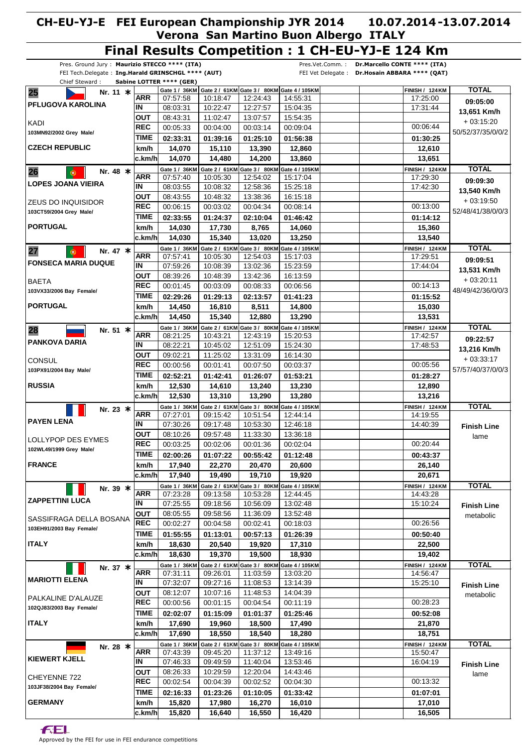# CH-EU-YJ-E FEI European Championship JYR 2014 10.07.2014-13.07.2014

## Verona San Martino Buon Albergo ITALY

# Final Results Competition : 1 CH-EU-YJ-E 124 Km

Pres. Ground Jury : **Maurizio STECCO **** (ITA)**
FEI Tech.Delegate : **Ing.Harald GRINSCHGL **** (AUT)**
Chief Steward : **Sabine LOTTER **** (GER)**
Pres.Vet.Comm. : **Dr.Marcello CONTE **** (ITA)**
FEI Vet Delegate : **Dr.Hosain ABBARA **** (QAT)**

| Rank / Rider / Horse / Nation | | Gate 1 / 36KM | Gate 2 / 61KM | Gate 3 / 80KM | Gate 4 / 105KM | FINISH / 124KM | TOTAL |
|---|---|---|---|---|---|---|---|
| **25** Nr. 11 * **PFLUGOVA KAROLINA** | ARR | 07:57:58 | 10:18:47 | 12:24:43 | 14:55:31 | 17:25:00 | **09:05:00** |
| | IN | 08:03:31 | 10:22:47 | 12:27:57 | 15:04:35 | 17:31:44 | **13,651 Km/h** |
| KADI | OUT | 08:43:31 | 11:02:47 | 13:07:57 | 15:54:35 | | + 03:15:20 |
| 103MN92/2002 Grey Male/ | REC | 00:05:33 | 00:04:00 | 00:03:14 | 00:09:04 | 00:06:44 | 50/52/37/35/0/0/2 |
| | TIME | **02:33:31** | **01:39:16** | **01:25:10** | **01:56:38** | **01:30:25** | |
| **CZECH REPUBLIC** | km/h | **14,070** | **15,110** | **13,390** | **12,860** | **12,610** | |
| | c.km/h | **14,070** | **14,480** | **14,200** | **13,860** | **13,651** | |
| **26** Nr. 48 * **LOPES JOANA VIEIRA** | ARR | 07:57:40 | 10:05:30 | 12:54:02 | 15:17:04 | 17:29:30 | **09:09:30** |
| | IN | 08:03:55 | 10:08:32 | 12:58:36 | 15:25:18 | 17:42:30 | **13,540 Km/h** |
| ZEUS DO INQUISIDOR | OUT | 08:43:55 | 10:48:32 | 13:38:36 | 16:15:18 | | + 03:19:50 |
| 103CT59/2004 Grey Male/ | REC | 00:06:15 | 00:03:02 | 00:04:34 | 00:08:14 | 00:13:00 | 52/48/41/38/0/0/3 |
| | TIME | **02:33:55** | **01:24:37** | **02:10:04** | **01:46:42** | **01:14:12** | |
| **PORTUGAL** | km/h | **14,030** | **17,730** | **8,765** | **14,060** | **15,360** | |
| | c.km/h | **14,030** | **15,340** | **13,020** | **13,250** | **13,540** | |
| **27** Nr. 47 * **FONSECA MARIA DUQUE** | ARR | 07:57:41 | 10:05:30 | 12:54:03 | 15:17:03 | 17:29:51 | **09:09:51** |
| | IN | 07:59:26 | 10:08:39 | 13:02:36 | 15:23:59 | 17:44:04 | **13,531 Km/h** |
| BAETA | OUT | 08:39:26 | 10:48:39 | 13:42:36 | 16:13:59 | | + 03:20:11 |
| 103VX33/2006 Bay Female/ | REC | 00:01:45 | 00:03:09 | 00:08:33 | 00:06:56 | 00:14:13 | 48/49/42/36/0/0/3 |
| | TIME | **02:29:26** | **01:29:13** | **02:13:57** | **01:41:23** | **01:15:52** | |
| **PORTUGAL** | km/h | **14,450** | **16,810** | **8,511** | **14,800** | **15,030** | |
| | c.km/h | **14,450** | **15,340** | **12,880** | **13,290** | **13,531** | |
| **28** Nr. 51 * **PANKOVA DARIA** | ARR | 08:21:25 | 10:43:21 | 12:43:19 | 15:20:53 | 17:42:57 | **09:22:57** |
| | IN | 08:22:21 | 10:45:02 | 12:51:09 | 15:24:30 | 17:48:53 | **13,216 Km/h** |
| CONSUL | OUT | 09:02:21 | 11:25:02 | 13:31:09 | 16:14:30 | | + 03:33:17 |
| 103PX91/2004 Bay Male/ | REC | 00:00:56 | 00:01:41 | 00:07:50 | 00:03:37 | 00:05:56 | 57/57/40/37/0/0/3 |
| | TIME | **02:52:21** | **01:42:41** | **01:26:07** | **01:53:21** | **01:28:27** | |
| **RUSSIA** | km/h | **12,530** | **14,610** | **13,240** | **13,230** | **12,890** | |
| | c.km/h | **12,530** | **13,310** | **13,290** | **13,280** | **13,216** | |
| Nr. 23 * **PAYEN LENA** | ARR | 07:27:01 | 09:15:42 | 10:51:54 | 12:44:14 | 14:19:55 | |
| | IN | 07:30:26 | 09:17:48 | 10:53:30 | 12:46:18 | 14:40:39 | **Finish Line** |
| LOLLYPOP DES EYMES | OUT | 08:10:26 | 09:57:48 | 11:33:30 | 13:36:18 | | lame |
| 102WL49/1999 Grey Male/ | REC | 00:03:25 | 00:02:06 | 00:01:36 | 00:02:04 | 00:20:44 | |
| | TIME | **02:00:26** | **01:07:22** | **00:55:42** | **01:12:48** | **00:43:37** | |
| **FRANCE** | km/h | **17,940** | **22,270** | **20,470** | **20,600** | **26,140** | |
| | c.km/h | **17,940** | **19,490** | **19,710** | **19,920** | **20,671** | |
| Nr. 39 * **ZAPPETTINI LUCA** | ARR | 07:23:28 | 09:13:58 | 10:53:28 | 12:44:45 | 14:43:28 | |
| | IN | 07:25:55 | 09:18:56 | 10:56:09 | 13:02:48 | 15:10:24 | **Finish Line** |
| SASSIFRAGA DELLA BOSANA | OUT | 08:05:55 | 09:58:56 | 11:36:09 | 13:52:48 | | metabolic |
| 103EH91/2003 Bay Female/ | REC | 00:02:27 | 00:04:58 | 00:02:41 | 00:18:03 | 00:26:56 | |
| | TIME | **01:55:55** | **01:13:01** | **00:57:13** | **01:26:39** | **00:50:40** | |
| **ITALY** | km/h | **18,630** | **20,540** | **19,920** | **17,310** | **22,500** | |
| | c.km/h | **18,630** | **19,370** | **19,500** | **18,930** | **19,402** | |
| Nr. 37 * **MARIOTTI ELENA** | ARR | 07:31:11 | 09:26:01 | 11:03:59 | 13:03:20 | 14:56:47 | |
| | IN | 07:32:07 | 09:27:16 | 11:08:53 | 13:14:39 | 15:25:10 | **Finish Line** |
| PALKALINE D'ALAUZE | OUT | 08:12:07 | 10:07:16 | 11:48:53 | 14:04:39 | | metabolic |
| 102QJ83/2003 Bay Female/ | REC | 00:00:56 | 00:01:15 | 00:04:54 | 00:11:19 | 00:28:23 | |
| | TIME | **02:02:07** | **01:15:09** | **01:01:37** | **01:25:46** | **00:52:08** | |
| **ITALY** | km/h | **17,690** | **19,960** | **18,500** | **17,490** | **21,870** | |
| | c.km/h | **17,690** | **18,550** | **18,540** | **18,280** | **18,751** | |
| Nr. 28 * **KIEWERT KJELL** | ARR | 07:43:39 | 09:45:20 | 11:37:12 | 13:49:16 | 15:50:47 | |
| | IN | 07:46:33 | 09:49:59 | 11:40:04 | 13:53:46 | 16:04:19 | **Finish Line** |
| CHEYENNE 722 | OUT | 08:26:33 | 10:29:59 | 12:20:04 | 14:43:46 | | lame |
| 103JF38/2004 Bay Female/ | REC | 00:02:54 | 00:04:39 | 00:02:52 | 00:04:30 | 00:13:32 | |
| | TIME | **02:16:33** | **01:23:26** | **01:10:05** | **01:33:42** | **01:07:01** | |
| **GERMANY** | km/h | **15,820** | **17,980** | **16,270** | **16,010** | **17,010** | |
| | c.km/h | **15,820** | **16,640** | **16,550** | **16,420** | **16,505** | |

Approved by the FEI for use in FEI endurance competitions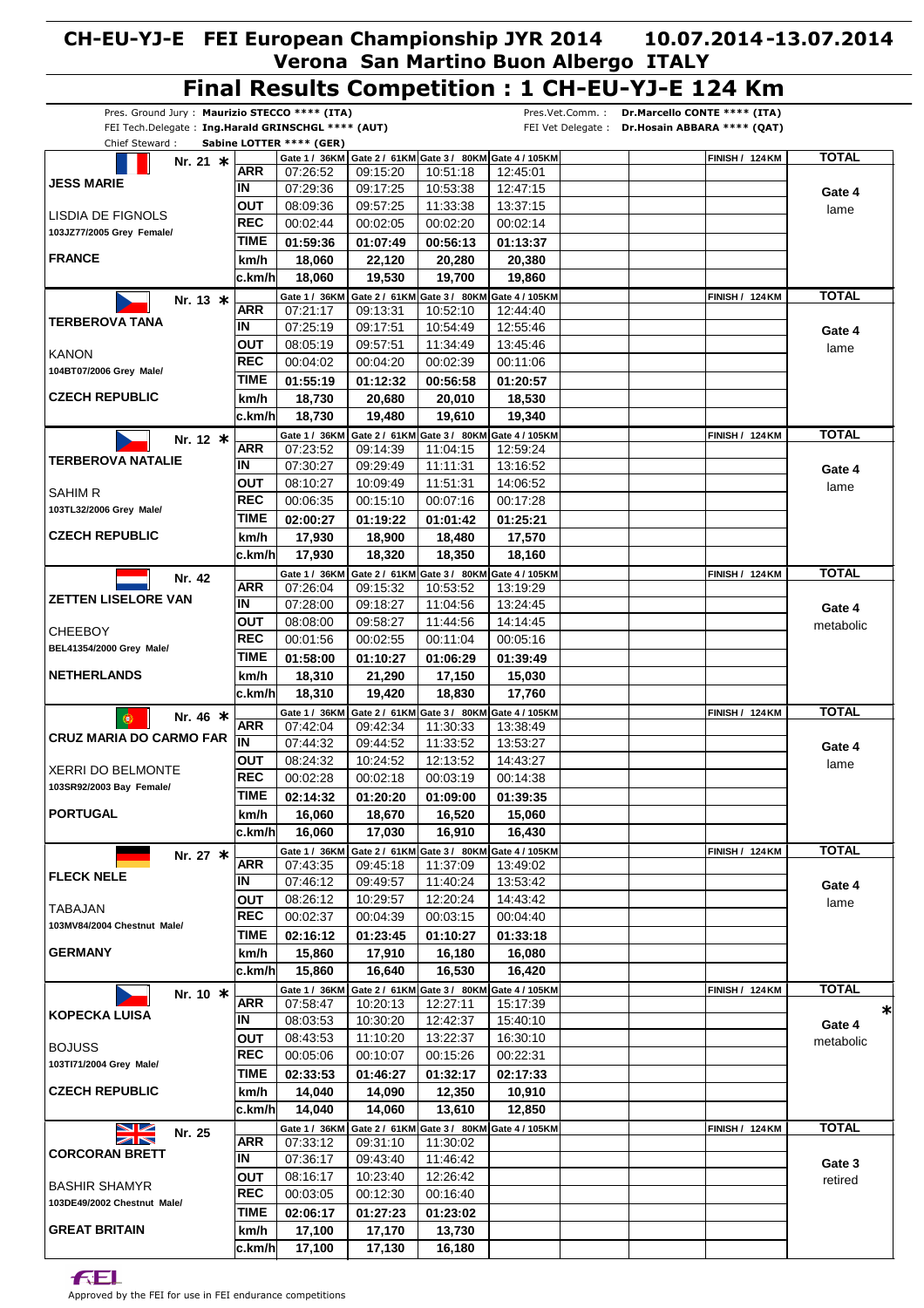# CH-EU-YJ-E FEI European Championship JYR 2014 10.07.2014-13.07.2014

## Verona San Martino Buon Albergo ITALY

# Final Results Competition : 1 CH-EU-YJ-E 124 Km

Pres. Ground Jury : **Maurizio STECCO \*\*\*\* (ITA)**
FEI Tech.Delegate : **Ing.Harald GRINSCHGL \*\*\*\* (AUT)**
Chief Steward : **Sabine LOTTER \*\*\*\* (GER)**

Pres.Vet.Comm. : **Dr.Marcello CONTE \*\*\*\* (ITA)**
FEI Vet Delegate : **Dr.Hosain ABBARA \*\*\*\* (QAT)**

| Rider / Horse | | Gate 1 / 36KM | Gate 2 / 61KM | Gate 3 / 80KM | Gate 4 / 105KM | FINISH / 124KM | TOTAL |
|---|---|---|---|---|---|---|---|
| Nr. 21 * | ARR | 07:26:52 | 09:15:20 | 10:51:18 | 12:45:01 | | |
| **JESS MARIE** | IN | 07:29:36 | 09:17:25 | 10:53:38 | 12:47:15 | | Gate 4 |
| LISDIA DE FIGNOLS | OUT | 08:09:36 | 09:57:25 | 11:33:38 | 13:37:15 | | lame |
| 103JZ77/2005 Grey Female/ | REC | 00:02:44 | 00:02:05 | 00:02:20 | 00:02:14 | | |
| | TIME | 01:59:36 | 01:07:49 | 00:56:13 | 01:13:37 | | |
| **FRANCE** | km/h | 18,060 | 22,120 | 20,280 | 20,380 | | |
| | c.km/h | 18,060 | 19,530 | 19,700 | 19,860 | | |
| Nr. 13 * | ARR | 07:21:17 | 09:13:31 | 10:52:10 | 12:44:40 | | |
| **TERBEROVA TANA** | IN | 07:25:19 | 09:17:51 | 10:54:49 | 12:55:46 | | Gate 4 |
| KANON | OUT | 08:05:19 | 09:57:51 | 11:34:49 | 13:45:46 | | lame |
| 104BT07/2006 Grey Male/ | REC | 00:04:02 | 00:04:20 | 00:02:39 | 00:11:06 | | |
| | TIME | 01:55:19 | 01:12:32 | 00:56:58 | 01:20:57 | | |
| **CZECH REPUBLIC** | km/h | 18,730 | 20,680 | 20,010 | 18,530 | | |
| | c.km/h | 18,730 | 19,480 | 19,610 | 19,340 | | |
| Nr. 12 * | ARR | 07:23:52 | 09:14:39 | 11:04:15 | 12:59:24 | | |
| **TERBEROVA NATALIE** | IN | 07:30:27 | 09:29:49 | 11:11:31 | 13:16:52 | | Gate 4 |
| SAHIM R | OUT | 08:10:27 | 10:09:49 | 11:51:31 | 14:06:52 | | lame |
| 103TL32/2006 Grey Male/ | REC | 00:06:35 | 00:15:10 | 00:07:16 | 00:17:28 | | |
| | TIME | 02:00:27 | 01:19:22 | 01:01:42 | 01:25:21 | | |
| **CZECH REPUBLIC** | km/h | 17,930 | 18,900 | 18,480 | 17,570 | | |
| | c.km/h | 17,930 | 18,320 | 18,350 | 18,160 | | |
| Nr. 42 | ARR | 07:26:04 | 09:15:32 | 10:53:52 | 13:19:29 | | |
| **ZETTEN LISELORE VAN** | IN | 07:28:00 | 09:18:27 | 11:04:56 | 13:24:45 | | Gate 4 |
| CHEEBOY | OUT | 08:08:00 | 09:58:27 | 11:44:56 | 14:14:45 | | metabolic |
| BEL41354/2000 Grey Male/ | REC | 00:01:56 | 00:02:55 | 00:11:04 | 00:05:16 | | |
| | TIME | 01:58:00 | 01:10:27 | 01:06:29 | 01:39:49 | | |
| **NETHERLANDS** | km/h | 18,310 | 21,290 | 17,150 | 15,030 | | |
| | c.km/h | 18,310 | 19,420 | 18,830 | 17,760 | | |
| Nr. 46 * | ARR | 07:42:04 | 09:42:34 | 11:30:33 | 13:38:49 | | |
| **CRUZ MARIA DO CARMO FAR** | IN | 07:44:32 | 09:44:52 | 11:33:52 | 13:53:27 | | Gate 4 |
| XERRI DO BELMONTE | OUT | 08:24:32 | 10:24:52 | 12:13:52 | 14:43:27 | | lame |
| 103SR92/2003 Bay Female/ | REC | 00:02:28 | 00:02:18 | 00:03:19 | 00:14:38 | | |
| | TIME | 02:14:32 | 01:20:20 | 01:09:00 | 01:39:35 | | |
| **PORTUGAL** | km/h | 16,060 | 18,670 | 16,520 | 15,060 | | |
| | c.km/h | 16,060 | 17,030 | 16,910 | 16,430 | | |
| Nr. 27 * | ARR | 07:43:35 | 09:45:18 | 11:37:09 | 13:49:02 | | |
| **FLECK NELE** | IN | 07:46:12 | 09:49:57 | 11:40:24 | 13:53:42 | | Gate 4 |
| TABAJAN | OUT | 08:26:12 | 10:29:57 | 12:20:24 | 14:43:42 | | lame |
| 103MV84/2004 Chestnut Male/ | REC | 00:02:37 | 00:04:39 | 00:03:15 | 00:04:40 | | |
| | TIME | 02:16:12 | 01:23:45 | 01:10:27 | 01:33:18 | | |
| **GERMANY** | km/h | 15,860 | 17,910 | 16,180 | 16,080 | | |
| | c.km/h | 15,860 | 16,640 | 16,530 | 16,420 | | |
| Nr. 10 * | ARR | 07:58:47 | 10:20:13 | 12:27:11 | 15:17:39 | | * |
| **KOPECKA LUISA** | IN | 08:03:53 | 10:30:20 | 12:42:37 | 15:40:10 | | Gate 4 |
| BOJUSS | OUT | 08:43:53 | 11:10:20 | 13:22:37 | 16:30:10 | | metabolic |
| 103TI71/2004 Grey Male/ | REC | 00:05:06 | 00:10:07 | 00:15:26 | 00:22:31 | | |
| | TIME | 02:33:53 | 01:46:27 | 01:32:17 | 02:17:33 | | |
| **CZECH REPUBLIC** | km/h | 14,040 | 14,090 | 12,350 | 10,910 | | |
| | c.km/h | 14,040 | 14,060 | 13,610 | 12,850 | | |
| Nr. 25 | ARR | 07:33:12 | 09:31:10 | 11:30:02 | | | |
| **CORCORAN BRETT** | IN | 07:36:17 | 09:43:40 | 11:46:42 | | | Gate 3 |
| BASHIR SHAMYR | OUT | 08:16:17 | 10:23:40 | 12:26:42 | | | retired |
| 103DE49/2002 Chestnut Male/ | REC | 00:03:05 | 00:12:30 | 00:16:40 | | | |
| | TIME | 02:06:17 | 01:27:23 | 01:23:02 | | | |
| **GREAT BRITAIN** | km/h | 17,100 | 17,170 | 13,730 | | | |
| | c.km/h | 17,100 | 17,130 | 16,180 | | | |

Approved by the FEI for use in FEI endurance competitions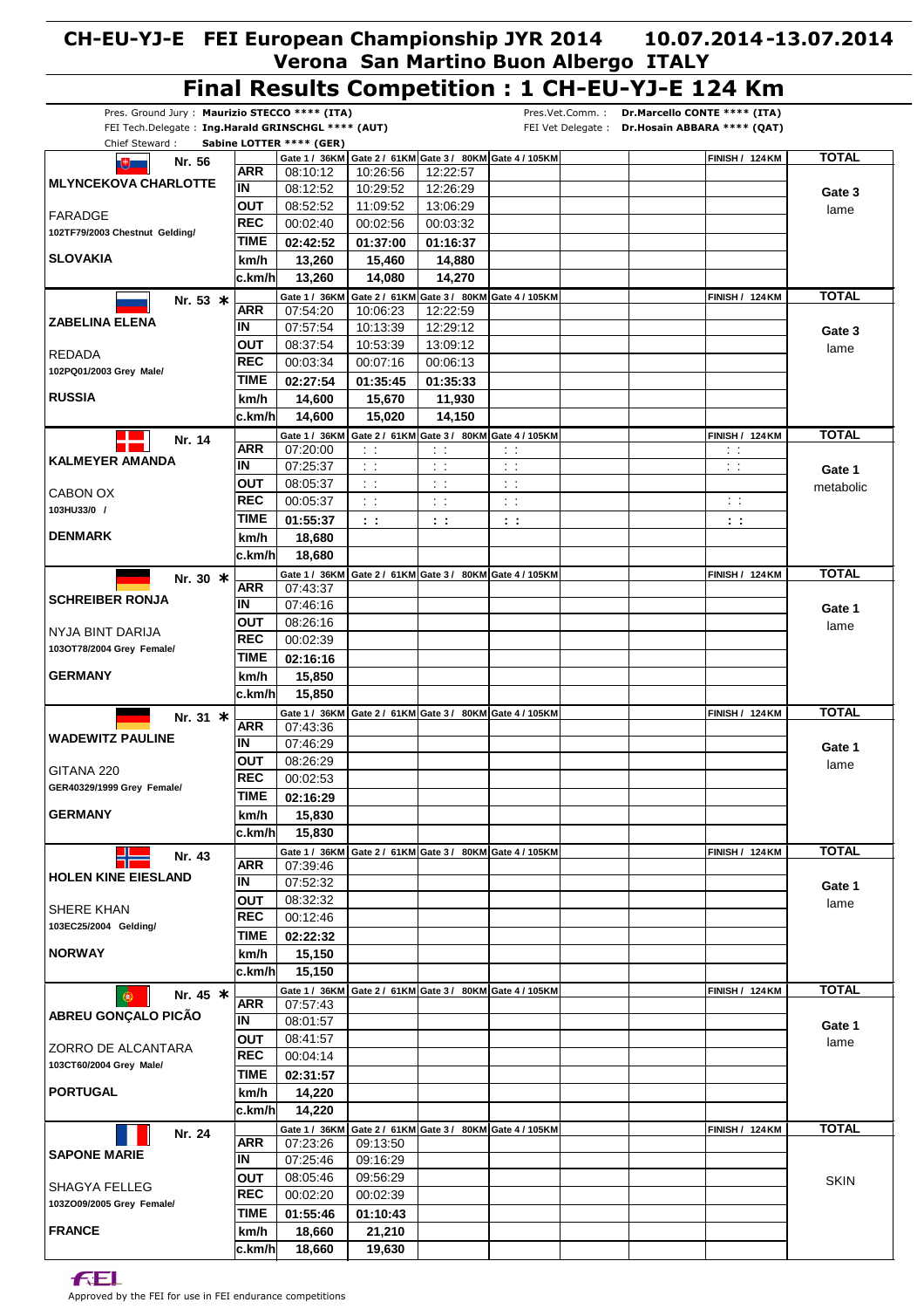# CH-EU-YJ-E FEI European Championship JYR 2014 10.07.2014-13.07.2014

## Verona San Martino Buon Albergo ITALY

# Final Results Competition : 1 CH-EU-YJ-E 124 Km

Pres. Ground Jury : **Maurizio STECCO \*\*\*\* (ITA)**
FEI Tech.Delegate : **Ing.Harald GRINSCHGL \*\*\*\* (AUT)**
Chief Steward : **Sabine LOTTER \*\*\*\* (GER)**

Pres.Vet.Comm. : **Dr.Marcello CONTE \*\*\*\* (ITA)**
FEI Vet Delegate : **Dr.Hosain ABBARA \*\*\*\* (QAT)**

| Rider / Horse | | Gate 1 / 36KM | Gate 2 / 61KM | Gate 3 / 80KM | Gate 4 / 105KM | | | FINISH / 124KM | TOTAL |
|---|---|---|---|---|---|---|---|---|---|
| **Nr. 56** | ARR | 08:10:12 | 10:26:56 | 12:22:57 | | | | | |
| **MLYNCEKOVA CHARLOTTE** | IN | 08:12:52 | 10:29:52 | 12:26:29 | | | | | Gate 3 lame |
| FARADGE | OUT | 08:52:52 | 11:09:52 | 13:06:29 | | | | | |
| 102TF79/2003 Chestnut Gelding/ | REC | 00:02:40 | 00:02:56 | 00:03:32 | | | | | |
| | TIME | **02:42:52** | **01:37:00** | **01:16:37** | | | | | |
| **SLOVAKIA** | km/h | **13,260** | **15,460** | **14,880** | | | | | |
| | c.km/h | **13,260** | **14,080** | **14,270** | | | | | |
| **Nr. 53 \*** | ARR | 07:54:20 | 10:06:23 | 12:22:59 | | | | | |
| **ZABELINA ELENA** | IN | 07:57:54 | 10:13:39 | 12:29:12 | | | | | Gate 3 lame |
| REDADA | OUT | 08:37:54 | 10:53:39 | 13:09:12 | | | | | |
| 102PQ01/2003 Grey Male/ | REC | 00:03:34 | 00:07:16 | 00:06:13 | | | | | |
| | TIME | **02:27:54** | **01:35:45** | **01:35:33** | | | | | |
| **RUSSIA** | km/h | **14,600** | **15,670** | **11,930** | | | | | |
| | c.km/h | **14,600** | **15,020** | **14,150** | | | | | |
| **Nr. 14** | ARR | 07:20:00 | : : | : : | : : | | | : : | |
| **KALMEYER AMANDA** | IN | 07:25:37 | : : | : : | : : | | | : : | Gate 1 metabolic |
| CABON OX | OUT | 08:05:37 | : : | : : | : : | | | | |
| 103HU33/0 / | REC | 00:05:37 | : : | : : | : : | | | : : | |
| | TIME | **01:55:37** | **: :** | **: :** | **: :** | | | **: :** | |
| **DENMARK** | km/h | **18,680** | | | | | | | |
| | c.km/h | **18,680** | | | | | | | |
| **Nr. 30 \*** | ARR | 07:43:37 | | | | | | | |
| **SCHREIBER RONJA** | IN | 07:46:16 | | | | | | | Gate 1 lame |
| NYJA BINT DARIJA | OUT | 08:26:16 | | | | | | | |
| 103OT78/2004 Grey Female/ | REC | 00:02:39 | | | | | | | |
| | TIME | **02:16:16** | | | | | | | |
| **GERMANY** | km/h | **15,850** | | | | | | | |
| | c.km/h | **15,850** | | | | | | | |
| **Nr. 31 \*** | ARR | 07:43:36 | | | | | | | |
| **WADEWITZ PAULINE** | IN | 07:46:29 | | | | | | | Gate 1 lame |
| GITANA 220 | OUT | 08:26:29 | | | | | | | |
| GER40329/1999 Grey Female/ | REC | 00:02:53 | | | | | | | |
| | TIME | **02:16:29** | | | | | | | |
| **GERMANY** | km/h | **15,830** | | | | | | | |
| | c.km/h | **15,830** | | | | | | | |
| **Nr. 43** | ARR | 07:39:46 | | | | | | | |
| **HOLEN KINE EIESLAND** | IN | 07:52:32 | | | | | | | Gate 1 lame |
| SHERE KHAN | OUT | 08:32:32 | | | | | | | |
| 103EC25/2004 Gelding/ | REC | 00:12:46 | | | | | | | |
| | TIME | **02:22:32** | | | | | | | |
| **NORWAY** | km/h | **15,150** | | | | | | | |
| | c.km/h | **15,150** | | | | | | | |
| **Nr. 45 \*** | ARR | 07:57:43 | | | | | | | |
| **ABREU GONÇALO PICÃO** | IN | 08:01:57 | | | | | | | Gate 1 lame |
| ZORRO DE ALCANTARA | OUT | 08:41:57 | | | | | | | |
| 103CT60/2004 Grey Male/ | REC | 00:04:14 | | | | | | | |
| | TIME | **02:31:57** | | | | | | | |
| **PORTUGAL** | km/h | **14,220** | | | | | | | |
| | c.km/h | **14,220** | | | | | | | |
| **Nr. 24** | ARR | 07:23:26 | 09:13:50 | | | | | | |
| **SAPONE MARIE** | IN | 07:25:46 | 09:16:29 | | | | | | SKIN |
| SHAGYA FELLEG | OUT | 08:05:46 | 09:56:29 | | | | | | |
| 103ZO09/2005 Grey Female/ | REC | 00:02:20 | 00:02:39 | | | | | | |
| | TIME | **01:55:46** | **01:10:43** | | | | | | |
| **FRANCE** | km/h | **18,660** | **21,210** | | | | | | |
| | c.km/h | **18,660** | **19,630** | | | | | | |

Approved by the FEI for use in FEI endurance competitions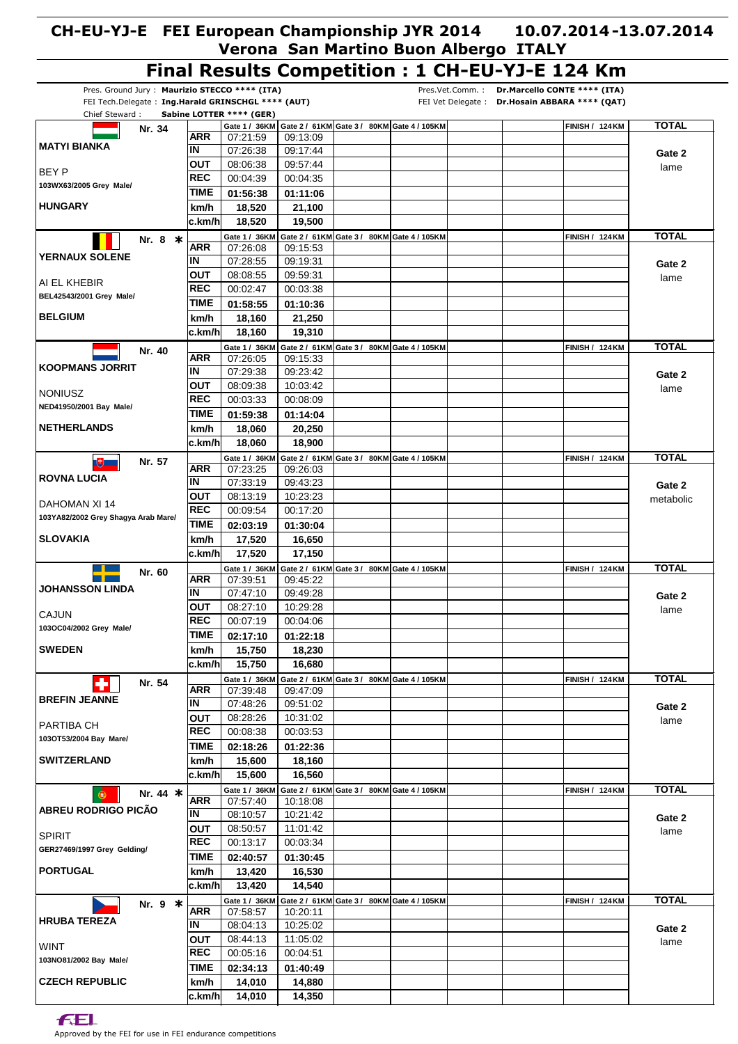# CH-EU-YJ-E FEI European Championship JYR 2014 10.07.2014-13.07.2014

## Verona San Martino Buon Albergo ITALY

# Final Results Competition : 1 CH-EU-YJ-E 124 Km

Pres. Ground Jury : **Maurizio STECCO **** (ITA)**
FEI Tech.Delegate : **Ing.Harald GRINSCHGL **** (AUT)**
Chief Steward : **Sabine LOTTER **** (GER)**
Pres.Vet.Comm. : **Dr.Marcello CONTE **** (ITA)**
FEI Vet Delegate : **Dr.Hosain ABBARA **** (QAT)**

| Rider / Horse | | Gate 1 / 36KM | Gate 2 / 61KM | Gate 3 / 80KM | Gate 4 / 105KM | | | FINISH / 124KM | TOTAL |
|---|---|---|---|---|---|---|---|---|---|
| **Nr. 34** | ARR | 07:21:59 | 09:13:09 | | | | | | |
| **MATYI BIANKA** | IN | 07:26:38 | 09:17:44 | | | | | | **Gate 2** |
| BEY P | OUT | 08:06:38 | 09:57:44 | | | | | | lame |
| 103WX63/2005 Grey Male/ | REC | 00:04:39 | 00:04:35 | | | | | | |
| | TIME | 01:56:38 | 01:11:06 | | | | | | |
| **HUNGARY** | km/h | 18,520 | 21,100 | | | | | | |
| | c.km/h | 18,520 | 19,500 | | | | | | |
| **Nr. 8 *** | ARR | 07:26:08 | 09:15:53 | | | | | | |
| **YERNAUX SOLENE** | IN | 07:28:55 | 09:19:31 | | | | | | **Gate 2** |
| AI EL KHEBIR | OUT | 08:08:55 | 09:59:31 | | | | | | lame |
| BEL42543/2001 Grey Male/ | REC | 00:02:47 | 00:03:38 | | | | | | |
| | TIME | 01:58:55 | 01:10:36 | | | | | | |
| **BELGIUM** | km/h | 18,160 | 21,250 | | | | | | |
| | c.km/h | 18,160 | 19,310 | | | | | | |
| **Nr. 40** | ARR | 07:26:05 | 09:15:33 | | | | | | |
| **KOOPMANS JORRIT** | IN | 07:29:38 | 09:23:42 | | | | | | **Gate 2** |
| NONIUSZ | OUT | 08:09:38 | 10:03:42 | | | | | | lame |
| NED41950/2001 Bay Male/ | REC | 00:03:33 | 00:08:09 | | | | | | |
| | TIME | 01:59:38 | 01:14:04 | | | | | | |
| **NETHERLANDS** | km/h | 18,060 | 20,250 | | | | | | |
| | c.km/h | 18,060 | 18,900 | | | | | | |
| **Nr. 57** | ARR | 07:23:25 | 09:26:03 | | | | | | |
| **ROVNA LUCIA** | IN | 07:33:19 | 09:43:23 | | | | | | **Gate 2** |
| DAHOMAN XI 14 | OUT | 08:13:19 | 10:23:23 | | | | | | metabolic |
| 103YA82/2002 Grey Shagya Arab Mare/ | REC | 00:09:54 | 00:17:20 | | | | | | |
| | TIME | 02:03:19 | 01:30:04 | | | | | | |
| **SLOVAKIA** | km/h | 17,520 | 16,650 | | | | | | |
| | c.km/h | 17,520 | 17,150 | | | | | | |
| **Nr. 60** | ARR | 07:39:51 | 09:45:22 | | | | | | |
| **JOHANSSON LINDA** | IN | 07:47:10 | 09:49:28 | | | | | | **Gate 2** |
| CAJUN | OUT | 08:27:10 | 10:29:28 | | | | | | lame |
| 103OC04/2002 Grey Male/ | REC | 00:07:19 | 00:04:06 | | | | | | |
| | TIME | 02:17:10 | 01:22:18 | | | | | | |
| **SWEDEN** | km/h | 15,750 | 18,230 | | | | | | |
| | c.km/h | 15,750 | 16,680 | | | | | | |
| **Nr. 54** | ARR | 07:39:48 | 09:47:09 | | | | | | |
| **BREFIN JEANNE** | IN | 07:48:26 | 09:51:02 | | | | | | **Gate 2** |
| PARTIBA CH | OUT | 08:28:26 | 10:31:02 | | | | | | lame |
| 103OT53/2004 Bay Mare/ | REC | 00:08:38 | 00:03:53 | | | | | | |
| | TIME | 02:18:26 | 01:22:36 | | | | | | |
| **SWITZERLAND** | km/h | 15,600 | 18,160 | | | | | | |
| | c.km/h | 15,600 | 16,560 | | | | | | |
| **Nr. 44 *** | ARR | 07:57:40 | 10:18:08 | | | | | | |
| **ABREU RODRIGO PICÃO** | IN | 08:10:57 | 10:21:42 | | | | | | **Gate 2** |
| SPIRIT | OUT | 08:50:57 | 11:01:42 | | | | | | lame |
| GER27469/1997 Grey Gelding/ | REC | 00:13:17 | 00:03:34 | | | | | | |
| | TIME | 02:40:57 | 01:30:45 | | | | | | |
| **PORTUGAL** | km/h | 13,420 | 16,530 | | | | | | |
| | c.km/h | 13,420 | 14,540 | | | | | | |
| **Nr. 9 *** | ARR | 07:58:57 | 10:20:11 | | | | | | |
| **HRUBA TEREZA** | IN | 08:04:13 | 10:25:02 | | | | | | **Gate 2** |
| WINT | OUT | 08:44:13 | 11:05:02 | | | | | | lame |
| 103NO81/2002 Bay Male/ | REC | 00:05:16 | 00:04:51 | | | | | | |
| | TIME | 02:34:13 | 01:40:49 | | | | | | |
| **CZECH REPUBLIC** | km/h | 14,010 | 14,880 | | | | | | |
| | c.km/h | 14,010 | 14,350 | | | | | | |

Approved by the FEI for use in FEI endurance competitions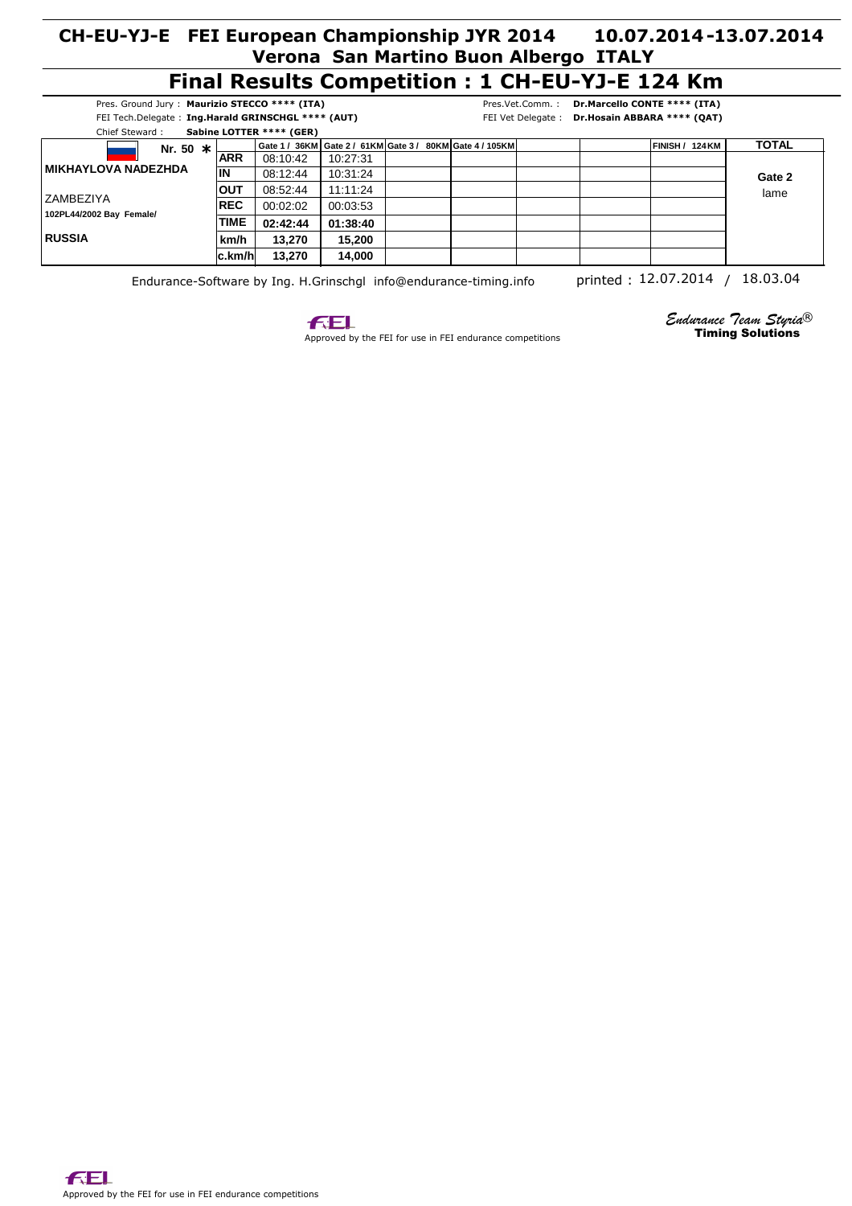# CH-EU-YJ-E FEI European Championship JYR 2014 10.07.2014-13.07.2014

## Verona San Martino Buon Albergo ITALY

# Final Results Competition : 1 CH-EU-YJ-E 124 Km

Pres. Ground Jury : **Maurizio STECCO \*\*\*\* (ITA)**
FEI Tech.Delegate : **Ing.Harald GRINSCHGL \*\*\*\* (AUT)**
Chief Steward : **Sabine LOTTER \*\*\*\* (GER)**

Pres.Vet.Comm. : **Dr.Marcello CONTE \*\*\*\* (ITA)**
FEI Vet Delegate : **Dr.Hosain ABBARA \*\*\*\* (QAT)**

| Nr. 50 * | | Gate 1 / 36KM | Gate 2 / 61KM | Gate 3 / 80KM | Gate 4 / 105KM | | | FINISH / 124KM | TOTAL |
|---|---|---|---|---|---|---|---|---|---|
| **MIKHAYLOVA NADEZHDA** | **ARR** | 08:10:42 | 10:27:31 | | | | | | **Gate 2** |
| | **IN** | 08:12:44 | 10:31:24 | | | | | | lame |
| ZAMBEZIYA | **OUT** | 08:52:44 | 11:11:24 | | | | | | |
| **102PL44/2002 Bay Female/** | **REC** | 00:02:02 | 00:03:53 | | | | | | |
| | **TIME** | **02:42:44** | **01:38:40** | | | | | | |
| **RUSSIA** | **km/h** | **13,270** | **15,200** | | | | | | |
| | **c.km/h** | **13,270** | **14,000** | | | | | | |

Endurance-Software by Ing. H.Grinschgl info@endurance-timing.info

printed : 12.07.2014 / 18.03.04

FEI
Approved by the FEI for use in FEI endurance competitions

*Endurance Team Styria*®
**Timing Solutions**